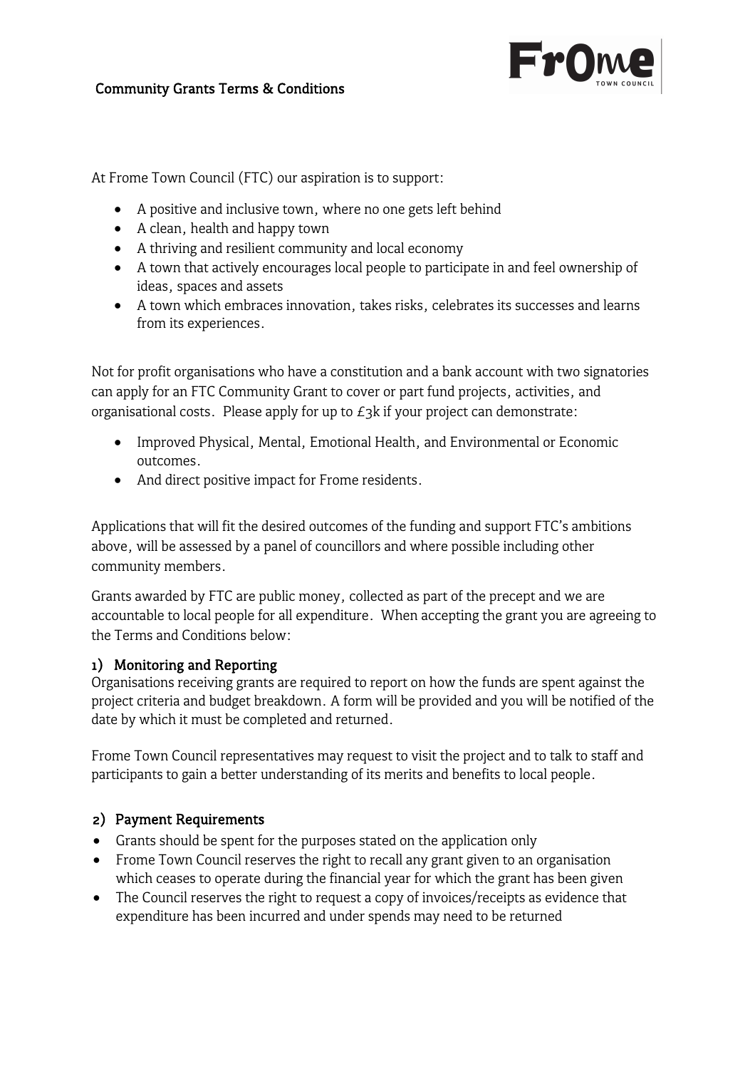# Community Grants Terms & Conditions

At Frome Town Council (FTC) our aspiration is to support:

- A positive and inclusive town, where no one gets left behind
- A clean, health and happy town
- A thriving and resilient community and local economy
- A town that actively encourages local people to participate in and feel ownership of ideas, spaces and assets
- A town which embraces innovation, takes risks, celebrates its successes and learns from its experiences.

Not for profit organisations who have a constitution and a bank account with two signatories can apply for an FTC Community Grant to cover or part fund projects, activities, and organisational costs. Please apply for up to £3k if your project can demonstrate:

- Improved Physical, Mental, Emotional Health, and Environmental or Economic outcomes.
- And direct positive impact for Frome residents.

Applications that will fit the desired outcomes of the funding and support FTC's ambitions above, will be assessed by a panel of councillors and where possible including other community members.

Grants awarded by FTC are public money, collected as part of the precept and we are accountable to local people for all expenditure. When accepting the grant you are agreeing to the Terms and Conditions below:

## 1) Monitoring and Reporting

Organisations receiving grants are required to report on how the funds are spent against the project criteria and budget breakdown. A form will be provided and you will be notified of the date by which it must be completed and returned.

Frome Town Council representatives may request to visit the project and to talk to staff and participants to gain a better understanding of its merits and benefits to local people.

## 2) Payment Requirements

- Grants should be spent for the purposes stated on the application only
- Frome Town Council reserves the right to recall any grant given to an organisation which ceases to operate during the financial year for which the grant has been given
- The Council reserves the right to request a copy of invoices/receipts as evidence that expenditure has been incurred and under spends may need to be returned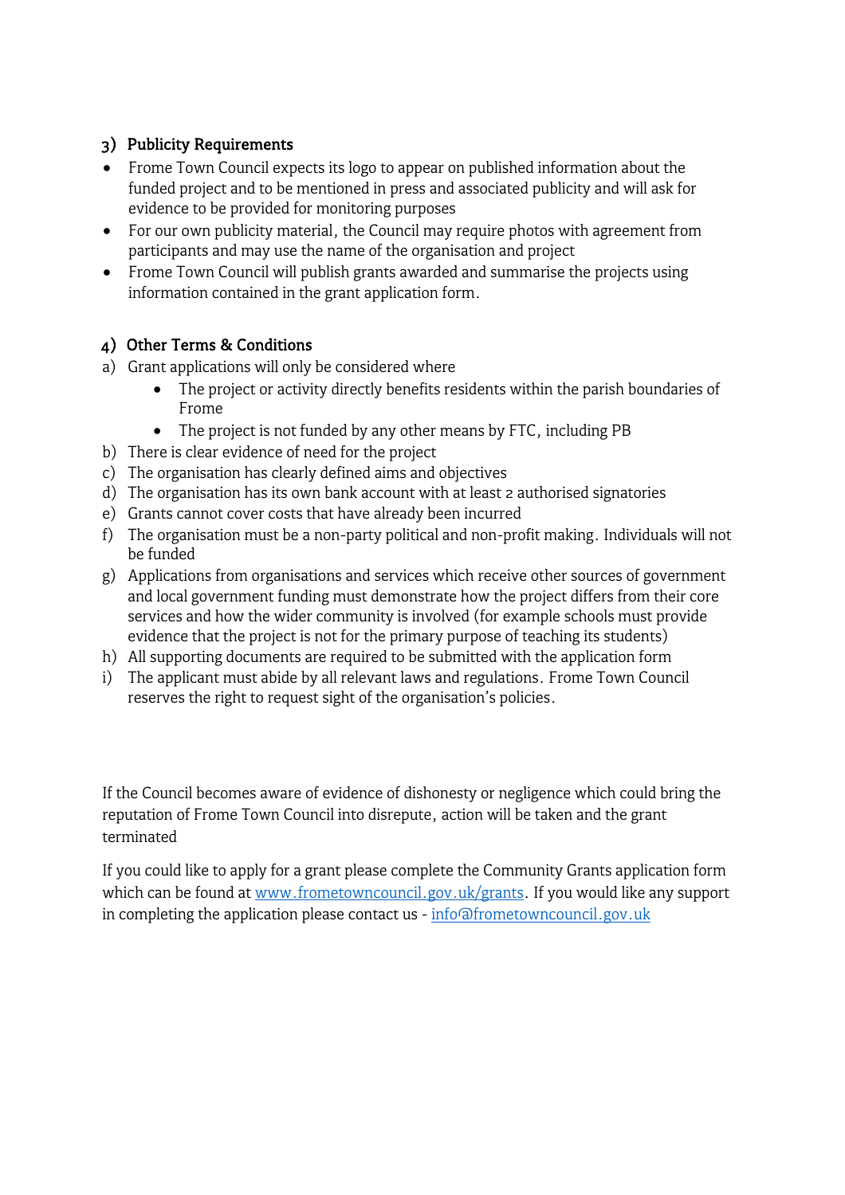### 3) Publicity Requirements

- Frome Town Council expects its logo to appear on published information about the funded project and to be mentioned in press and associated publicity and will ask for evidence to be provided for monitoring purposes
- For our own publicity material, the Council may require photos with agreement from participants and may use the name of the organisation and project
- Frome Town Council will publish grants awarded and summarise the projects using information contained in the grant application form.

### 4) Other Terms & Conditions

a) Grant applications will only be considered where
   - The project or activity directly benefits residents within the parish boundaries of Frome
   - The project is not funded by any other means by FTC, including PB

b) There is clear evidence of need for the project

c) The organisation has clearly defined aims and objectives

d) The organisation has its own bank account with at least 2 authorised signatories

e) Grants cannot cover costs that have already been incurred

f) The organisation must be a non-party political and non-profit making. Individuals will not be funded

g) Applications from organisations and services which receive other sources of government and local government funding must demonstrate how the project differs from their core services and how the wider community is involved (for example schools must provide evidence that the project is not for the primary purpose of teaching its students)

h) All supporting documents are required to be submitted with the application form

i) The applicant must abide by all relevant laws and regulations. Frome Town Council reserves the right to request sight of the organisation's policies.

If the Council becomes aware of evidence of dishonesty or negligence which could bring the reputation of Frome Town Council into disrepute, action will be taken and the grant terminated

If you could like to apply for a grant please complete the Community Grants application form which can be found at www.frometowncouncil.gov.uk/grants. If you would like any support in completing the application please contact us - info@frometowncouncil.gov.uk